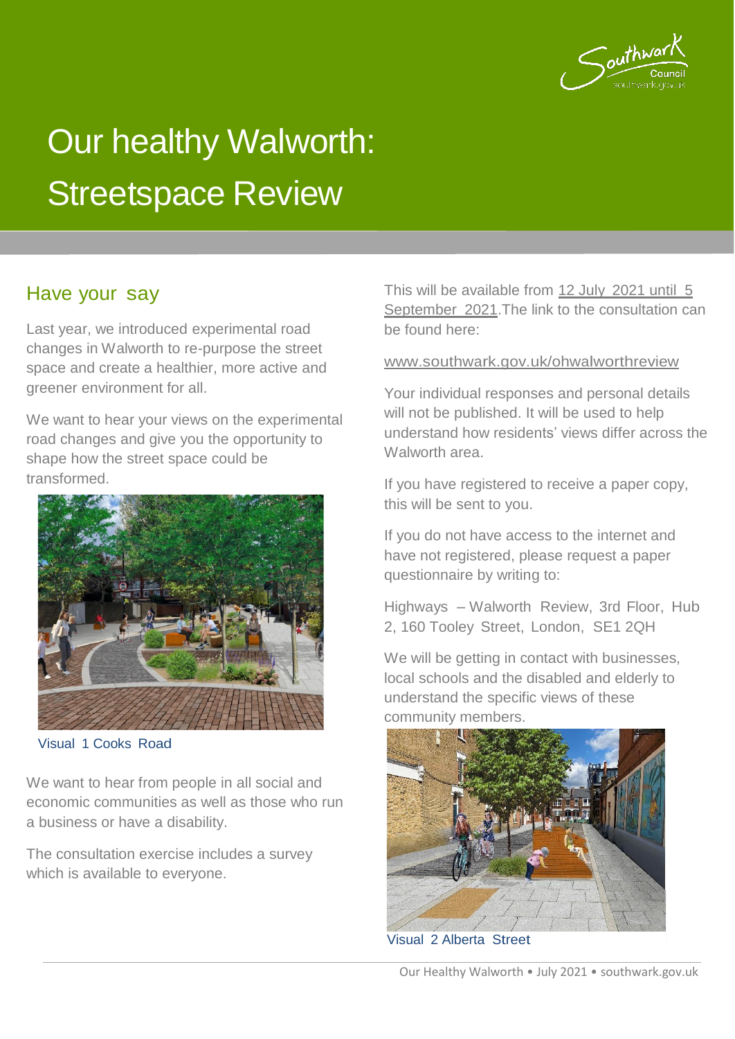# Our healthy Walworth: Streetspace Review

## Have your say

Last year, we introduced experimental road changes in Walworth to re-purpose the street space and create a healthier, more active and greener environment for all.

We want to hear your views on the experimental road changes and give you the opportunity to shape how the street space could be transformed.

Visual 1 Cooks Road

We want to hear from people in all social and economic communities as well as those who run a business or have a disability.

The consultation exercise includes a survey which is available to everyone.

This will be available from 12 July 2021 until 5 September 2021.The link to the consultation can be found here:

www.southwark.gov.uk/ohwalworthreview

Your individual responses and personal details will not be published. It will be used to help understand how residents' views differ across the Walworth area.

If you have registered to receive a paper copy, this will be sent to you.

If you do not have access to the internet and have not registered, please request a paper questionnaire by writing to:

Highways – Walworth Review, 3rd Floor, Hub 2, 160 Tooley Street, London, SE1 2QH

We will be getting in contact with businesses, local schools and the disabled and elderly to understand the specific views of these community members.

Visual 2 Alberta Street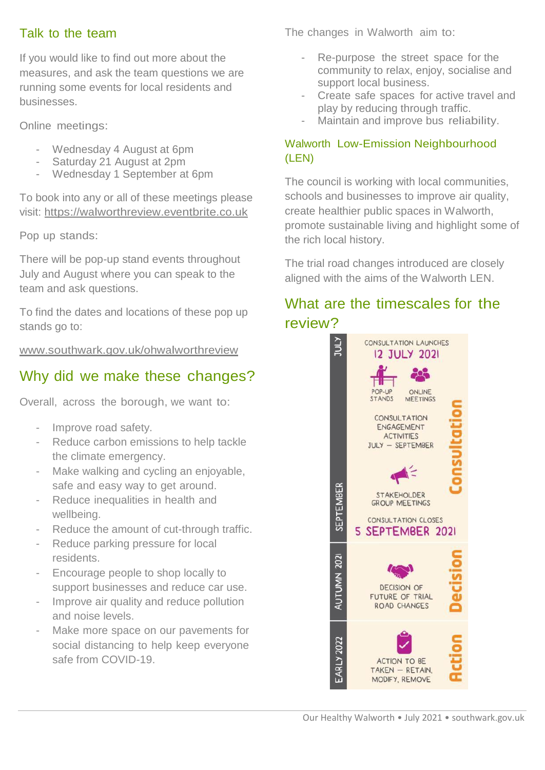## Talk to the team

If you would like to find out more about the measures, and ask the team questions we are running some events for local residents and businesses.

Online meetings:

- Wednesday 4 August at 6pm
- Saturday 21 August at 2pm
- Wednesday 1 September at 6pm

To book into any or all of these meetings please visit: https://walworthreview.eventbrite.co.uk

Pop up stands:

There will be pop-up stand events throughout July and August where you can speak to the team and ask questions.

To find the dates and locations of these pop up stands go to:

www.southwark.gov.uk/ohwalworthreview

## Why did we make these changes?

Overall, across the borough, we want to:

- Improve road safety.
- Reduce carbon emissions to help tackle the climate emergency.
- Make walking and cycling an enjoyable, safe and easy way to get around.
- Reduce inequalities in health and wellbeing.
- Reduce the amount of cut-through traffic.
- Reduce parking pressure for local residents.
- Encourage people to shop locally to support businesses and reduce car use.
- Improve air quality and reduce pollution and noise levels.
- Make more space on our pavements for social distancing to help keep everyone safe from COVID-19.

The changes in Walworth aim to:

- Re-purpose the street space for the community to relax, enjoy, socialise and support local business.
- Create safe spaces for active travel and play by reducing through traffic.
- Maintain and improve bus reliability.

### Walworth Low-Emission Neighbourhood (LEN)

The council is working with local communities, schools and businesses to improve air quality, create healthier public spaces in Walworth, promote sustainable living and highlight some of the rich local history.

The trial road changes introduced are closely aligned with the aims of the Walworth LEN.

## What are the timescales for the review?

**July – September: Consultation**

CONSULTATION LAUNCHES 12 JULY 2021

POP-UP STANDS, ONLINE MEETINGS

CONSULTATION ENGAGEMENT ACTIVITIES JULY – SEPTEMBER

STAKEHOLDER GROUP MEETINGS

CONSULTATION CLOSES 5 SEPTEMBER 2021

**Autumn 2021: Decision**

DECISION OF FUTURE OF TRIAL ROAD CHANGES

**Early 2022: Action**

ACTION TO BE TAKEN – RETAIN, MODIFY, REMOVE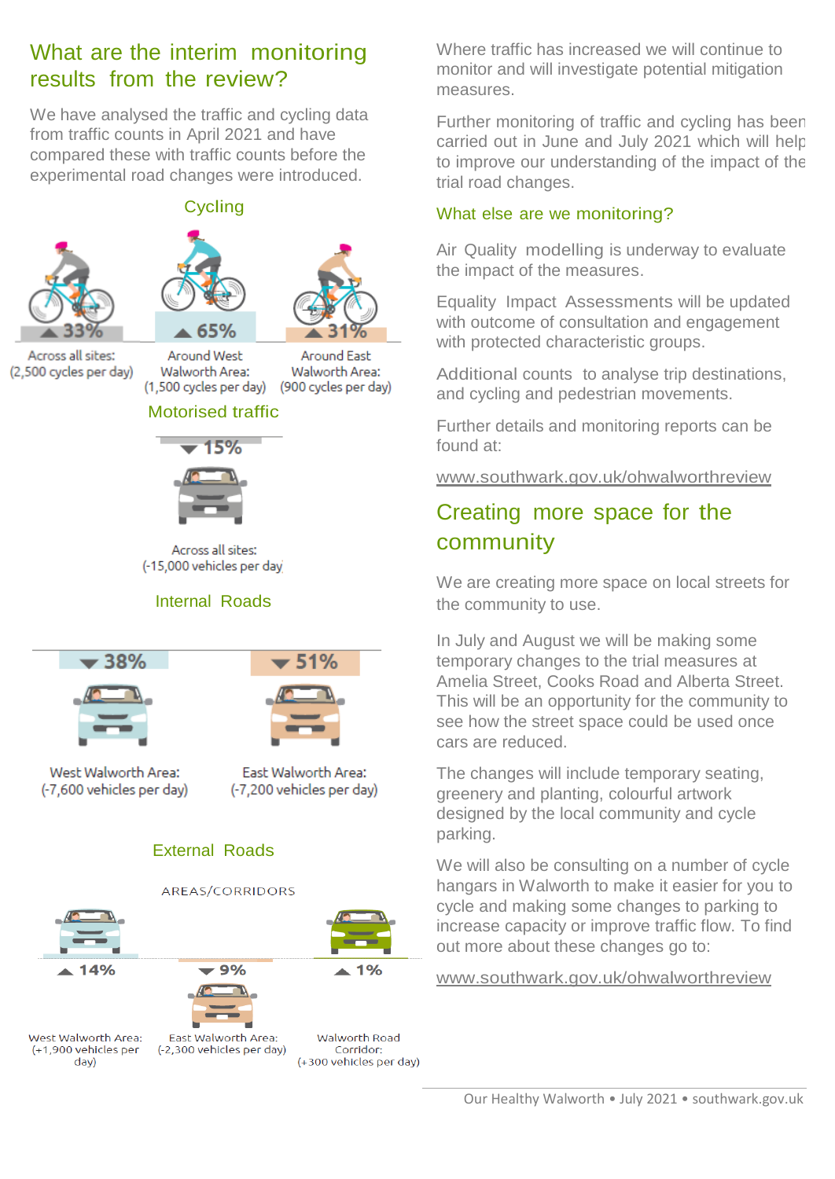## What are the interim monitoring results from the review?

We have analysed the traffic and cycling data from traffic counts in April 2021 and have compared these with traffic counts before the experimental road changes were introduced.

### Cycling

▲ 33%
Across all sites:
(2,500 cycles per day)

▲ 65%
Around West Walworth Area:
(1,500 cycles per day)

▲ 31%
Around East Walworth Area:
(900 cycles per day)

### Motorised traffic

▼ 15%
Across all sites:
(-15,000 vehicles per day

### Internal Roads

▼ 38%
West Walworth Area:
(-7,600 vehicles per day)

▼ 51%
East Walworth Area:
(-7,200 vehicles per day)

### External Roads

AREAS/CORRIDORS

▲ 14%
West Walworth Area:
(+1,900 vehicles per day)

▼ 9%
East Walworth Area:
(-2,300 vehicles per day)

▲ 1%
Walworth Road Corridor:
(+300 vehicles per day)

Where traffic has increased we will continue to monitor and will investigate potential mitigation measures.

Further monitoring of traffic and cycling has been carried out in June and July 2021 which will help to improve our understanding of the impact of the trial road changes.

### What else are we monitoring?

Air Quality modelling is underway to evaluate the impact of the measures.

Equality Impact Assessments will be updated with outcome of consultation and engagement with protected characteristic groups.

Additional counts to analyse trip destinations, and cycling and pedestrian movements.

Further details and monitoring reports can be found at:

www.southwark.gov.uk/ohwalworthreview

## Creating more space for the community

We are creating more space on local streets for the community to use.

In July and August we will be making some temporary changes to the trial measures at Amelia Street, Cooks Road and Alberta Street. This will be an opportunity for the community to see how the street space could be used once cars are reduced.

The changes will include temporary seating, greenery and planting, colourful artwork designed by the local community and cycle parking.

We will also be consulting on a number of cycle hangars in Walworth to make it easier for you to cycle and making some changes to parking to increase capacity or improve traffic flow. To find out more about these changes go to:

www.southwark.gov.uk/ohwalworthreview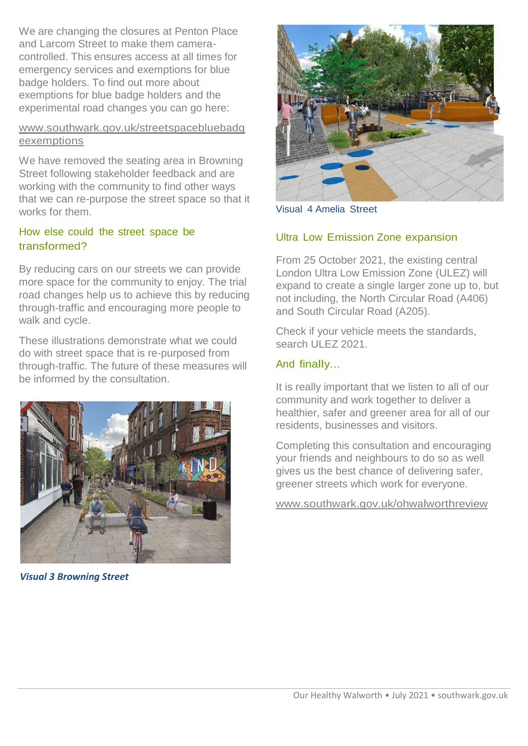We are changing the closures at Penton Place and Larcom Street to make them camera-controlled. This ensures access at all times for emergency services and exemptions for blue badge holders. To find out more about exemptions for blue badge holders and the experimental road changes you can go here:

www.southwark.gov.uk/streetspacebluebadgeexemptions

We have removed the seating area in Browning Street following stakeholder feedback and are working with the community to find other ways that we can re-purpose the street space so that it works for them.

## How else could the street space be transformed?

By reducing cars on our streets we can provide more space for the community to enjoy. The trial road changes help us to achieve this by reducing through-traffic and encouraging more people to walk and cycle.

These illustrations demonstrate what we could do with street space that is re-purposed from through-traffic. The future of these measures will be informed by the consultation.

***Visual 3 Browning Street***

Visual 4 Amelia Street

## Ultra Low Emission Zone expansion

From 25 October 2021, the existing central London Ultra Low Emission Zone (ULEZ) will expand to create a single larger zone up to, but not including, the North Circular Road (A406) and South Circular Road (A205).

Check if your vehicle meets the standards, search ULEZ 2021.

## And finally…

It is really important that we listen to all of our community and work together to deliver a healthier, safer and greener area for all of our residents, businesses and visitors.

Completing this consultation and encouraging your friends and neighbours to do so as well gives us the best chance of delivering safer, greener streets which work for everyone.

www.southwark.gov.uk/ohwalworthreview